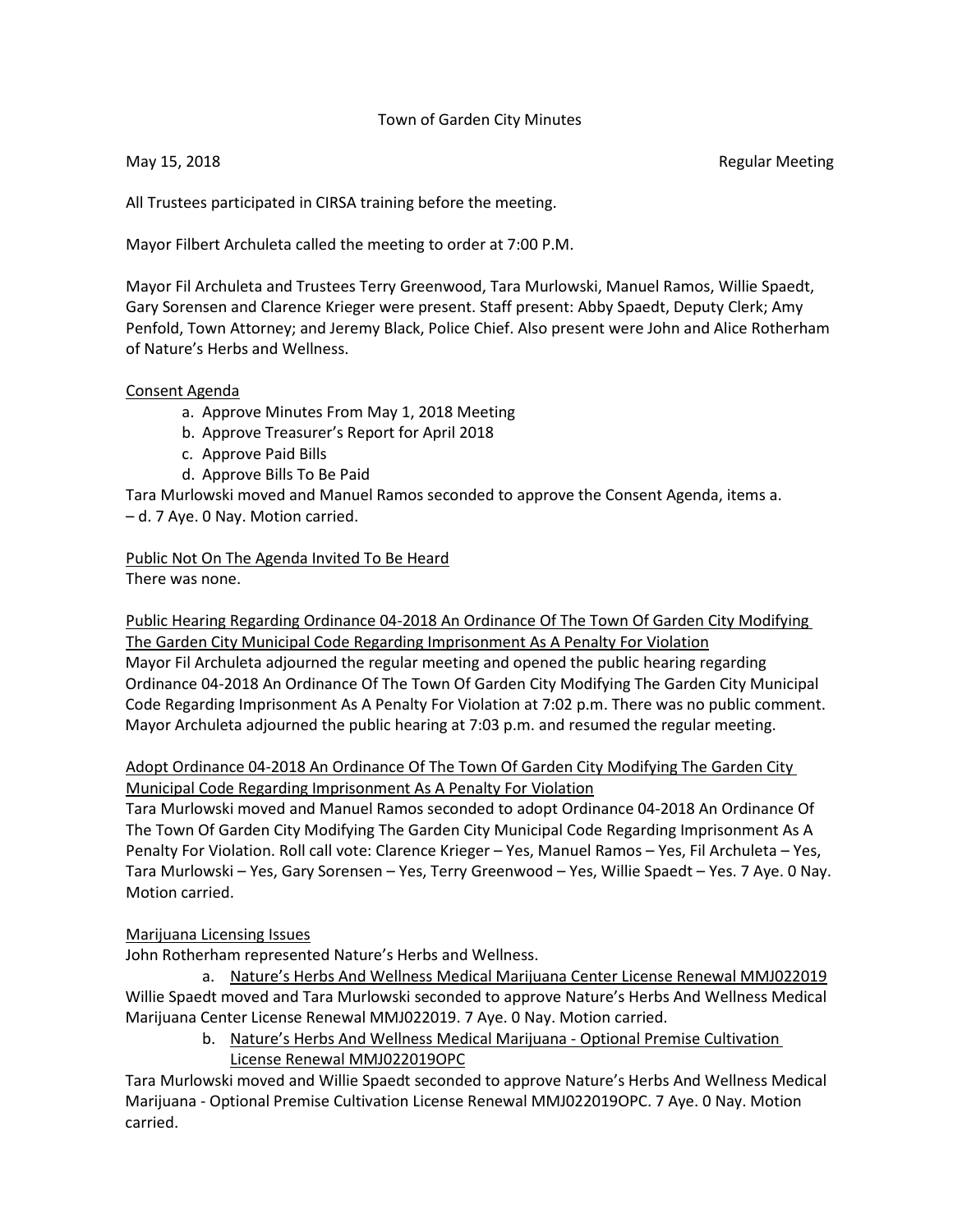Town of Garden City Minutes

May 15, 2018 Regular Meeting

All Trustees participated in CIRSA training before the meeting.

Mayor Filbert Archuleta called the meeting to order at 7:00 P.M.

Mayor Fil Archuleta and Trustees Terry Greenwood, Tara Murlowski, Manuel Ramos, Willie Spaedt, Gary Sorensen and Clarence Krieger were present. Staff present: Abby Spaedt, Deputy Clerk; Amy Penfold, Town Attorney; and Jeremy Black, Police Chief. Also present were John and Alice Rotherham of Nature's Herbs and Wellness.

<u>Consent Agenda</u>

a. Approve Minutes From May 1, 2018 Meeting
b. Approve Treasurer's Report for April 2018
c. Approve Paid Bills
d. Approve Bills To Be Paid

Tara Murlowski moved and Manuel Ramos seconded to approve the Consent Agenda, items a. – d. 7 Aye. 0 Nay. Motion carried.

<u>Public Not On The Agenda Invited To Be Heard</u>

There was none.

<u>Public Hearing Regarding Ordinance 04-2018 An Ordinance Of The Town Of Garden City Modifying The Garden City Municipal Code Regarding Imprisonment As A Penalty For Violation</u>

Mayor Fil Archuleta adjourned the regular meeting and opened the public hearing regarding Ordinance 04-2018 An Ordinance Of The Town Of Garden City Modifying The Garden City Municipal Code Regarding Imprisonment As A Penalty For Violation at 7:02 p.m. There was no public comment. Mayor Archuleta adjourned the public hearing at 7:03 p.m. and resumed the regular meeting.

<u>Adopt Ordinance 04-2018 An Ordinance Of The Town Of Garden City Modifying The Garden City Municipal Code Regarding Imprisonment As A Penalty For Violation</u>

Tara Murlowski moved and Manuel Ramos seconded to adopt Ordinance 04-2018 An Ordinance Of The Town Of Garden City Modifying The Garden City Municipal Code Regarding Imprisonment As A Penalty For Violation. Roll call vote: Clarence Krieger – Yes, Manuel Ramos – Yes, Fil Archuleta – Yes, Tara Murlowski – Yes, Gary Sorensen – Yes, Terry Greenwood – Yes, Willie Spaedt – Yes. 7 Aye. 0 Nay. Motion carried.

<u>Marijuana Licensing Issues</u>

John Rotherham represented Nature's Herbs and Wellness.

a. <u>Nature's Herbs And Wellness Medical Marijuana Center License Renewal MMJ022019</u>

Willie Spaedt moved and Tara Murlowski seconded to approve Nature's Herbs And Wellness Medical Marijuana Center License Renewal MMJ022019. 7 Aye. 0 Nay. Motion carried.

b. <u>Nature's Herbs And Wellness Medical Marijuana - Optional Premise Cultivation License Renewal MMJ022019OPC</u>

Tara Murlowski moved and Willie Spaedt seconded to approve Nature's Herbs And Wellness Medical Marijuana - Optional Premise Cultivation License Renewal MMJ022019OPC. 7 Aye. 0 Nay. Motion carried.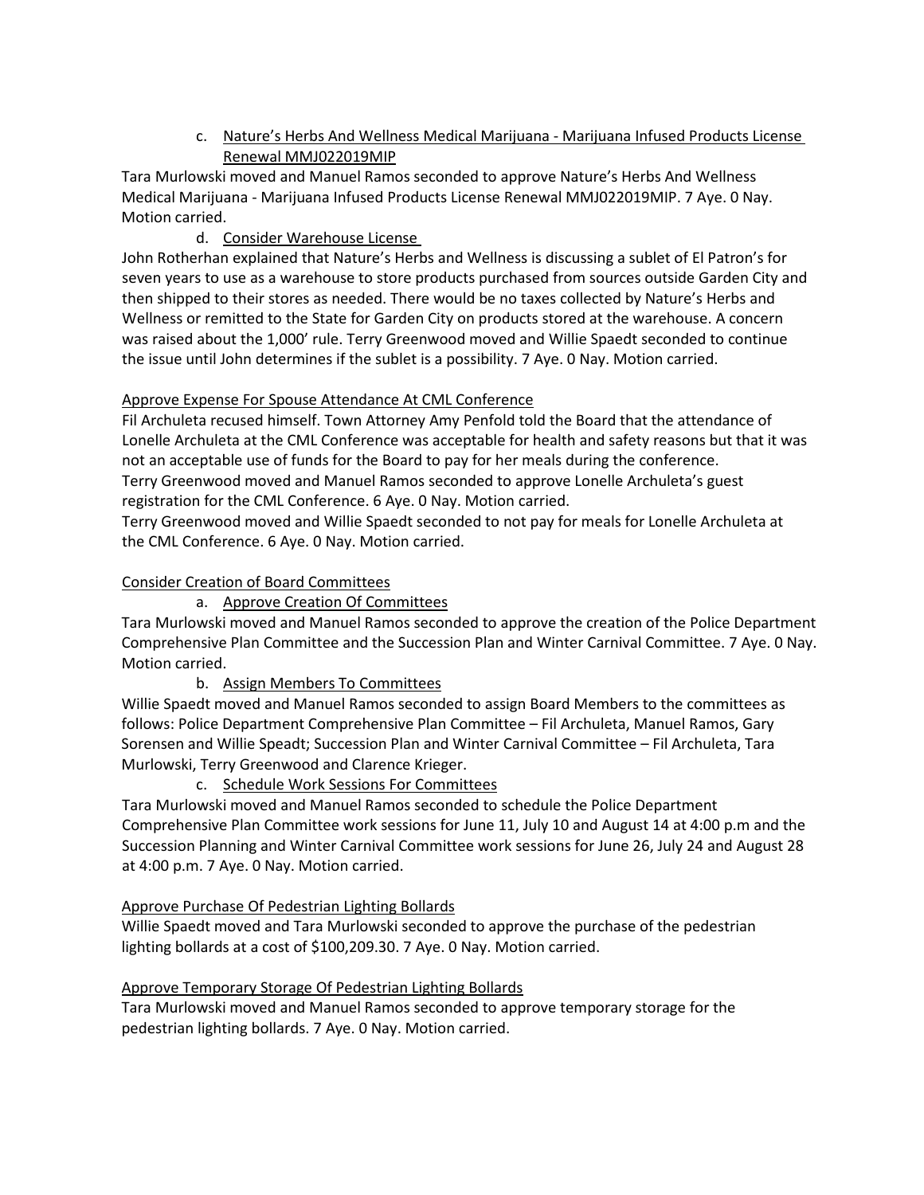c. Nature's Herbs And Wellness Medical Marijuana - Marijuana Infused Products License Renewal MMJ022019MIP

Tara Murlowski moved and Manuel Ramos seconded to approve Nature's Herbs And Wellness Medical Marijuana - Marijuana Infused Products License Renewal MMJ022019MIP. 7 Aye. 0 Nay. Motion carried.

d. Consider Warehouse License

John Rotherhan explained that Nature's Herbs and Wellness is discussing a sublet of El Patron's for seven years to use as a warehouse to store products purchased from sources outside Garden City and then shipped to their stores as needed. There would be no taxes collected by Nature's Herbs and Wellness or remitted to the State for Garden City on products stored at the warehouse. A concern was raised about the 1,000' rule. Terry Greenwood moved and Willie Spaedt seconded to continue the issue until John determines if the sublet is a possibility. 7 Aye. 0 Nay. Motion carried.

Approve Expense For Spouse Attendance At CML Conference

Fil Archuleta recused himself. Town Attorney Amy Penfold told the Board that the attendance of Lonelle Archuleta at the CML Conference was acceptable for health and safety reasons but that it was not an acceptable use of funds for the Board to pay for her meals during the conference.
Terry Greenwood moved and Manuel Ramos seconded to approve Lonelle Archuleta's guest registration for the CML Conference. 6 Aye. 0 Nay. Motion carried.
Terry Greenwood moved and Willie Spaedt seconded to not pay for meals for Lonelle Archuleta at the CML Conference. 6 Aye. 0 Nay. Motion carried.

Consider Creation of Board Committees

a. Approve Creation Of Committees

Tara Murlowski moved and Manuel Ramos seconded to approve the creation of the Police Department Comprehensive Plan Committee and the Succession Plan and Winter Carnival Committee. 7 Aye. 0 Nay. Motion carried.

b. Assign Members To Committees

Willie Spaedt moved and Manuel Ramos seconded to assign Board Members to the committees as follows: Police Department Comprehensive Plan Committee – Fil Archuleta, Manuel Ramos, Gary Sorensen and Willie Speadt; Succession Plan and Winter Carnival Committee – Fil Archuleta, Tara Murlowski, Terry Greenwood and Clarence Krieger.

c. Schedule Work Sessions For Committees

Tara Murlowski moved and Manuel Ramos seconded to schedule the Police Department Comprehensive Plan Committee work sessions for June 11, July 10 and August 14 at 4:00 p.m and the Succession Planning and Winter Carnival Committee work sessions for June 26, July 24 and August 28 at 4:00 p.m. 7 Aye. 0 Nay. Motion carried.

Approve Purchase Of Pedestrian Lighting Bollards

Willie Spaedt moved and Tara Murlowski seconded to approve the purchase of the pedestrian lighting bollards at a cost of $100,209.30. 7 Aye. 0 Nay. Motion carried.

Approve Temporary Storage Of Pedestrian Lighting Bollards

Tara Murlowski moved and Manuel Ramos seconded to approve temporary storage for the pedestrian lighting bollards. 7 Aye. 0 Nay. Motion carried.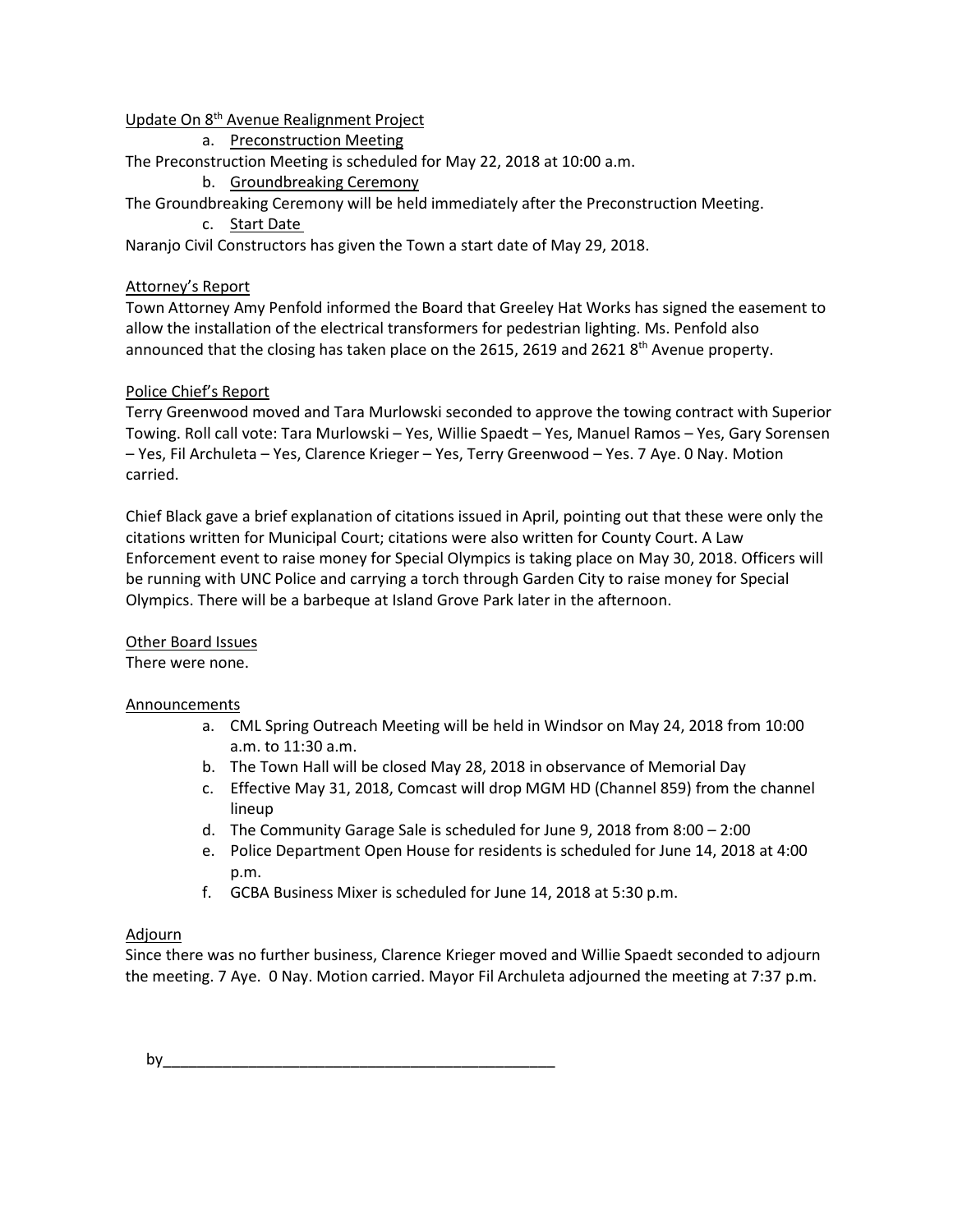Update On 8th Avenue Realignment Project

a. Preconstruction Meeting

The Preconstruction Meeting is scheduled for May 22, 2018 at 10:00 a.m.

b. Groundbreaking Ceremony

The Groundbreaking Ceremony will be held immediately after the Preconstruction Meeting.

c. Start Date

Naranjo Civil Constructors has given the Town a start date of May 29, 2018.

Attorney's Report

Town Attorney Amy Penfold informed the Board that Greeley Hat Works has signed the easement to allow the installation of the electrical transformers for pedestrian lighting. Ms. Penfold also announced that the closing has taken place on the 2615, 2619 and 2621 8th Avenue property.

Police Chief's Report

Terry Greenwood moved and Tara Murlowski seconded to approve the towing contract with Superior Towing. Roll call vote: Tara Murlowski – Yes, Willie Spaedt – Yes, Manuel Ramos – Yes, Gary Sorensen – Yes, Fil Archuleta – Yes, Clarence Krieger – Yes, Terry Greenwood – Yes. 7 Aye. 0 Nay. Motion carried.

Chief Black gave a brief explanation of citations issued in April, pointing out that these were only the citations written for Municipal Court; citations were also written for County Court. A Law Enforcement event to raise money for Special Olympics is taking place on May 30, 2018. Officers will be running with UNC Police and carrying a torch through Garden City to raise money for Special Olympics. There will be a barbeque at Island Grove Park later in the afternoon.

Other Board Issues

There were none.

Announcements

a. CML Spring Outreach Meeting will be held in Windsor on May 24, 2018 from 10:00 a.m. to 11:30 a.m.
b. The Town Hall will be closed May 28, 2018 in observance of Memorial Day
c. Effective May 31, 2018, Comcast will drop MGM HD (Channel 859) from the channel lineup
d. The Community Garage Sale is scheduled for June 9, 2018 from 8:00 – 2:00
e. Police Department Open House for residents is scheduled for June 14, 2018 at 4:00 p.m.
f. GCBA Business Mixer is scheduled for June 14, 2018 at 5:30 p.m.

Adjourn

Since there was no further business, Clarence Krieger moved and Willie Spaedt seconded to adjourn the meeting. 7 Aye. 0 Nay. Motion carried. Mayor Fil Archuleta adjourned the meeting at 7:37 p.m.

by_______________________________________________